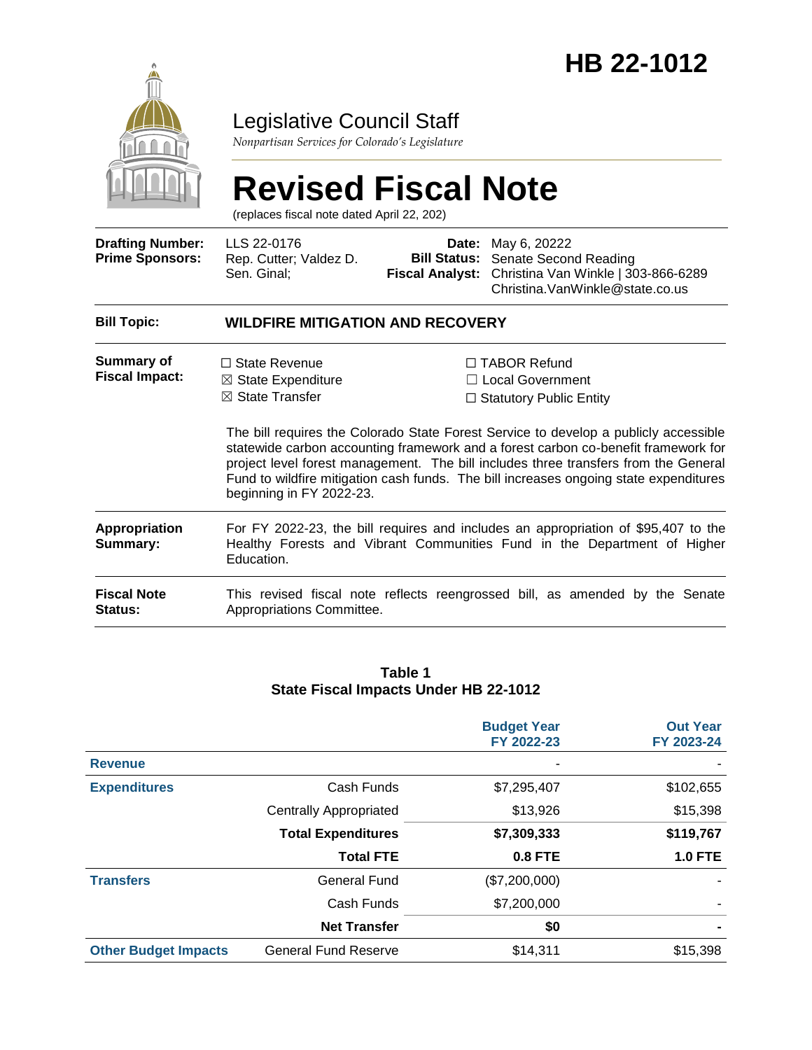# HB 22-1012

## Legislative Council Staff

*Nonpartisan Services for Colorado's Legislature*

# Revised Fiscal Note

(replaces fiscal note dated April 22, 202)

| | | | |
|---|---|---|---|
| **Drafting Number:** | LLS 22-0176 | **Date:** | May 6, 20222 |
| **Prime Sponsors:** | Rep. Cutter; Valdez D.<br>Sen. Ginal; | **Bill Status:** | Senate Second Reading |
| | | **Fiscal Analyst:** | Christina Van Winkle \| 303-866-6289<br>Christina.VanWinkle@state.co.us |

**Bill Topic:** **WILDFIRE MITIGATION AND RECOVERY**

**Summary of Fiscal Impact:**

☐ State Revenue
☒ State Expenditure
☒ State Transfer
☐ TABOR Refund
☐ Local Government
☐ Statutory Public Entity

The bill requires the Colorado State Forest Service to develop a publicly accessible statewide carbon accounting framework and a forest carbon co-benefit framework for project level forest management. The bill includes three transfers from the General Fund to wildfire mitigation cash funds. The bill increases ongoing state expenditures beginning in FY 2022-23.

**Appropriation Summary:** For FY 2022-23, the bill requires and includes an appropriation of $95,407 to the Healthy Forests and Vibrant Communities Fund in the Department of Higher Education.

**Fiscal Note Status:** This revised fiscal note reflects reengrossed bill, as amended by the Senate Appropriations Committee.

**Table 1**
**State Fiscal Impacts Under HB 22-1012**

| | | Budget Year FY 2022-23 | Out Year FY 2023-24 |
|---|---|---|---|
| **Revenue** | | - | - |
| **Expenditures** | Cash Funds | $7,295,407 | $102,655 |
| | Centrally Appropriated | $13,926 | $15,398 |
| | **Total Expenditures** | **$7,309,333** | **$119,767** |
| | **Total FTE** | **0.8 FTE** | **1.0 FTE** |
| **Transfers** | General Fund | ($7,200,000) | - |
| | Cash Funds | $7,200,000 | - |
| | **Net Transfer** | **$0** | **-** |
| **Other Budget Impacts** | General Fund Reserve | $14,311 | $15,398 |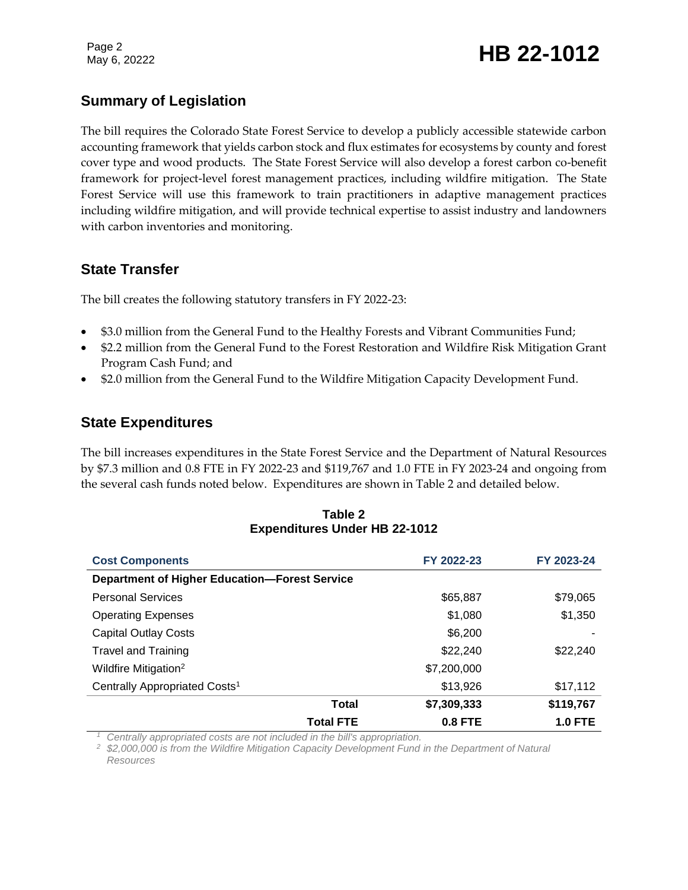## Summary of Legislation

The bill requires the Colorado State Forest Service to develop a publicly accessible statewide carbon accounting framework that yields carbon stock and flux estimates for ecosystems by county and forest cover type and wood products. The State Forest Service will also develop a forest carbon co-benefit framework for project-level forest management practices, including wildfire mitigation. The State Forest Service will use this framework to train practitioners in adaptive management practices including wildfire mitigation, and will provide technical expertise to assist industry and landowners with carbon inventories and monitoring.

## State Transfer

The bill creates the following statutory transfers in FY 2022-23:

- $3.0 million from the General Fund to the Healthy Forests and Vibrant Communities Fund;
- $2.2 million from the General Fund to the Forest Restoration and Wildfire Risk Mitigation Grant Program Cash Fund; and
- $2.0 million from the General Fund to the Wildfire Mitigation Capacity Development Fund.

## State Expenditures

The bill increases expenditures in the State Forest Service and the Department of Natural Resources by $7.3 million and 0.8 FTE in FY 2022-23 and $119,767 and 1.0 FTE in FY 2023-24 and ongoing from the several cash funds noted below. Expenditures are shown in Table 2 and detailed below.

**Table 2**
**Expenditures Under HB 22-1012**

| Cost Components | FY 2022-23 | FY 2023-24 |
|---|---|---|
| **Department of Higher Education—Forest Service** | | |
| Personal Services | $65,887 | $79,065 |
| Operating Expenses | $1,080 | $1,350 |
| Capital Outlay Costs | $6,200 | - |
| Travel and Training | $22,240 | $22,240 |
| Wildfire Mitigation[2] | $7,200,000 | |
| Centrally Appropriated Costs[1] | $13,926 | $17,112 |
| **Total** | **$7,309,333** | **$119,767** |
| **Total FTE** | **0.8 FTE** | **1.0 FTE** |

[1] *Centrally appropriated costs are not included in the bill's appropriation.*
[2] *$2,000,000 is from the Wildfire Mitigation Capacity Development Fund in the Department of Natural Resources*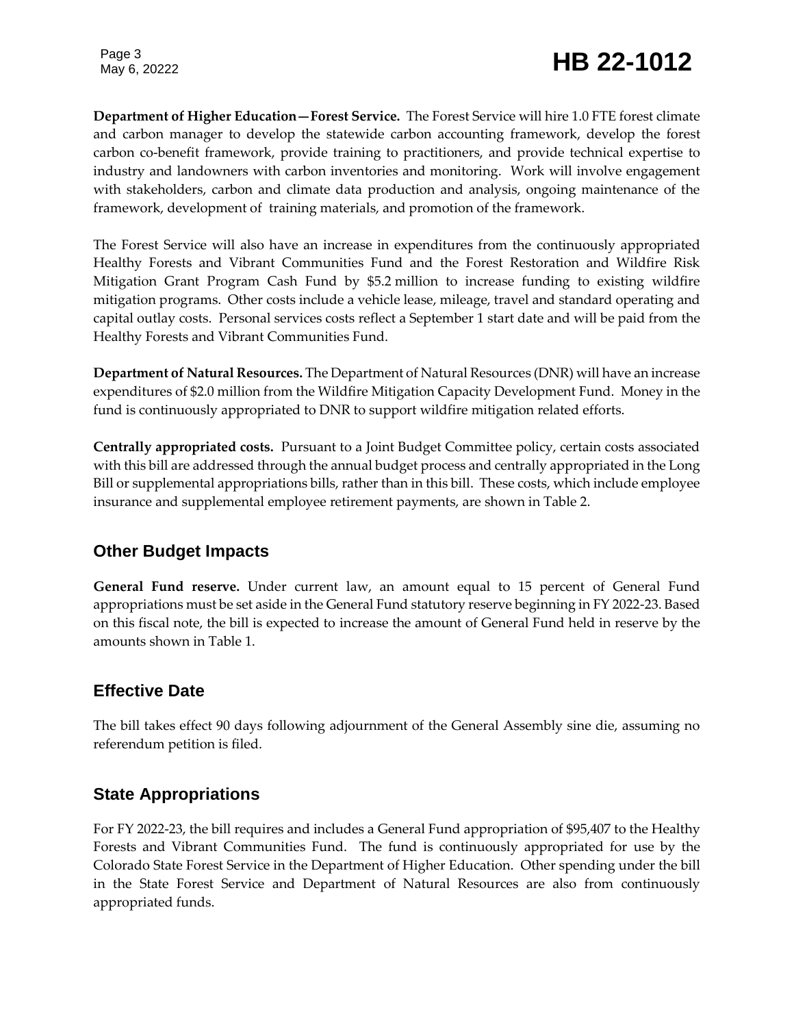**Department of Higher Education—Forest Service.** The Forest Service will hire 1.0 FTE forest climate and carbon manager to develop the statewide carbon accounting framework, develop the forest carbon co-benefit framework, provide training to practitioners, and provide technical expertise to industry and landowners with carbon inventories and monitoring. Work will involve engagement with stakeholders, carbon and climate data production and analysis, ongoing maintenance of the framework, development of training materials, and promotion of the framework.

The Forest Service will also have an increase in expenditures from the continuously appropriated Healthy Forests and Vibrant Communities Fund and the Forest Restoration and Wildfire Risk Mitigation Grant Program Cash Fund by $5.2 million to increase funding to existing wildfire mitigation programs. Other costs include a vehicle lease, mileage, travel and standard operating and capital outlay costs. Personal services costs reflect a September 1 start date and will be paid from the Healthy Forests and Vibrant Communities Fund.

**Department of Natural Resources.** The Department of Natural Resources (DNR) will have an increase expenditures of $2.0 million from the Wildfire Mitigation Capacity Development Fund. Money in the fund is continuously appropriated to DNR to support wildfire mitigation related efforts.

**Centrally appropriated costs.** Pursuant to a Joint Budget Committee policy, certain costs associated with this bill are addressed through the annual budget process and centrally appropriated in the Long Bill or supplemental appropriations bills, rather than in this bill. These costs, which include employee insurance and supplemental employee retirement payments, are shown in Table 2.

## Other Budget Impacts

**General Fund reserve.** Under current law, an amount equal to 15 percent of General Fund appropriations must be set aside in the General Fund statutory reserve beginning in FY 2022-23. Based on this fiscal note, the bill is expected to increase the amount of General Fund held in reserve by the amounts shown in Table 1.

## Effective Date

The bill takes effect 90 days following adjournment of the General Assembly sine die, assuming no referendum petition is filed.

## State Appropriations

For FY 2022-23, the bill requires and includes a General Fund appropriation of $95,407 to the Healthy Forests and Vibrant Communities Fund. The fund is continuously appropriated for use by the Colorado State Forest Service in the Department of Higher Education. Other spending under the bill in the State Forest Service and Department of Natural Resources are also from continuously appropriated funds.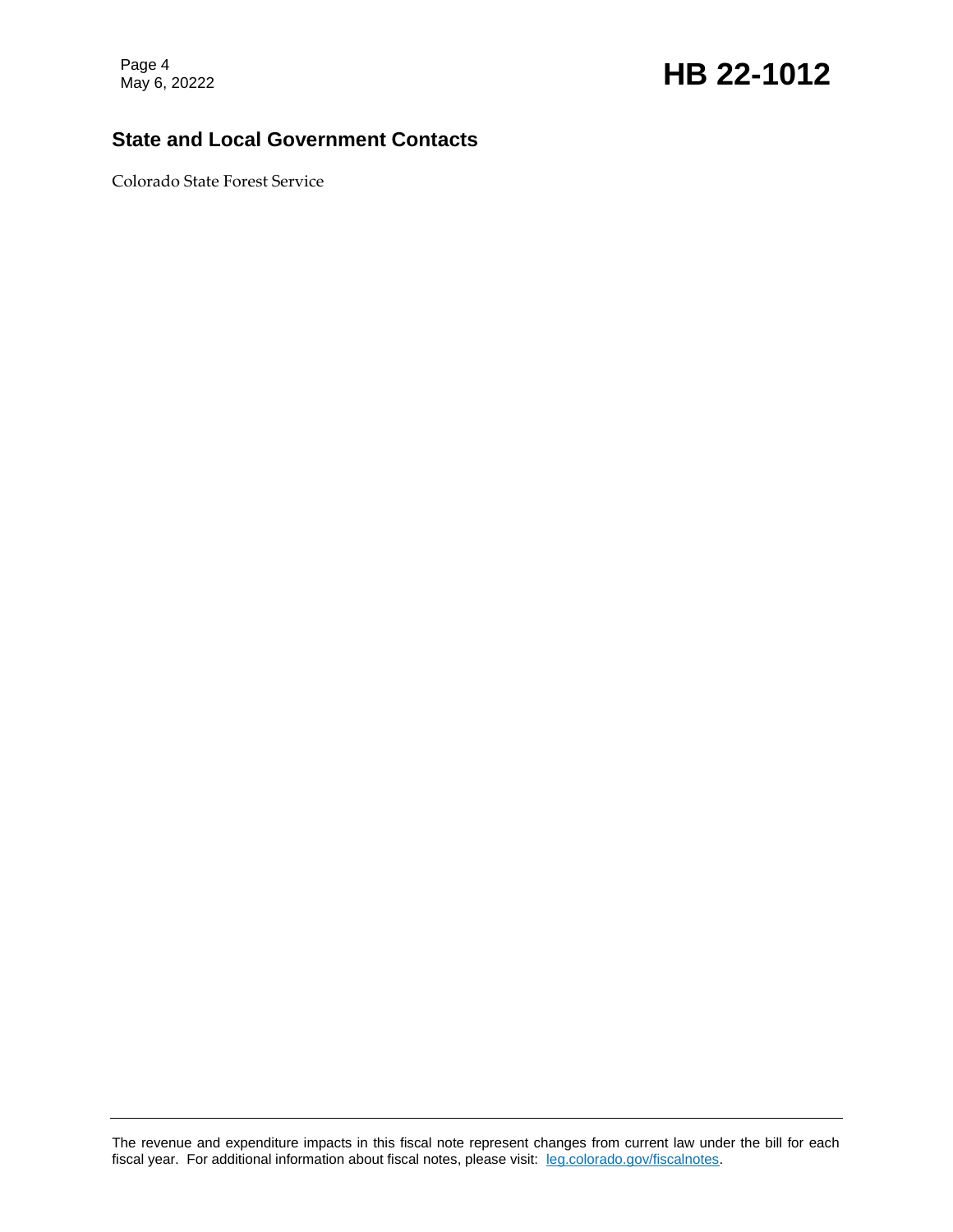## State and Local Government Contacts

Colorado State Forest Service

The revenue and expenditure impacts in this fiscal note represent changes from current law under the bill for each fiscal year. For additional information about fiscal notes, please visit: leg.colorado.gov/fiscalnotes.